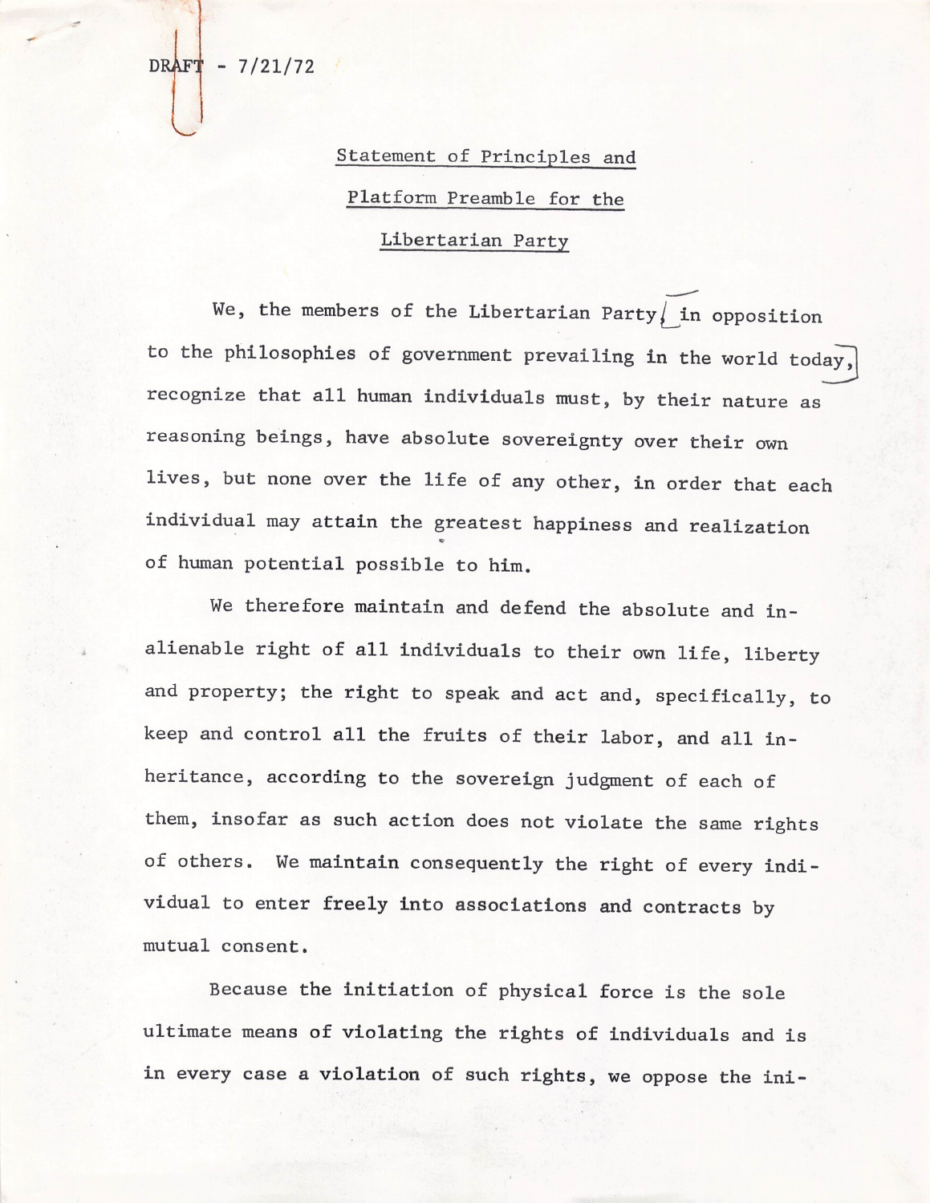DRAFT - 7/21/72

## Statement of Principles and Platform Preamble for the Libertarian Party

We, the members of the Libertarian Party, in opposition to the philosophies of government prevailing in the world today, recognize that all human individuals must, by their nature as reasoning beings, have absolute sovereignty over their own lives, but none over the life of any other, in order that each individual may attain the greatest happiness and realization of human potential possible to him.

We therefore maintain and defend the absolute and inalienable right of all individuals to their own life, liberty and property; the right to speak and act and, specifically, to keep and control all the fruits of their labor, and all inheritance, according to the sovereign judgment of each of them, insofar as such action does not violate the same rights of others. We maintain consequently the right of every individual to enter freely into associations and contracts by mutual consent.

Because the initiation of physical force is the sole ultimate means of violating the rights of individuals and is in every case a violation of such rights, we oppose the ini-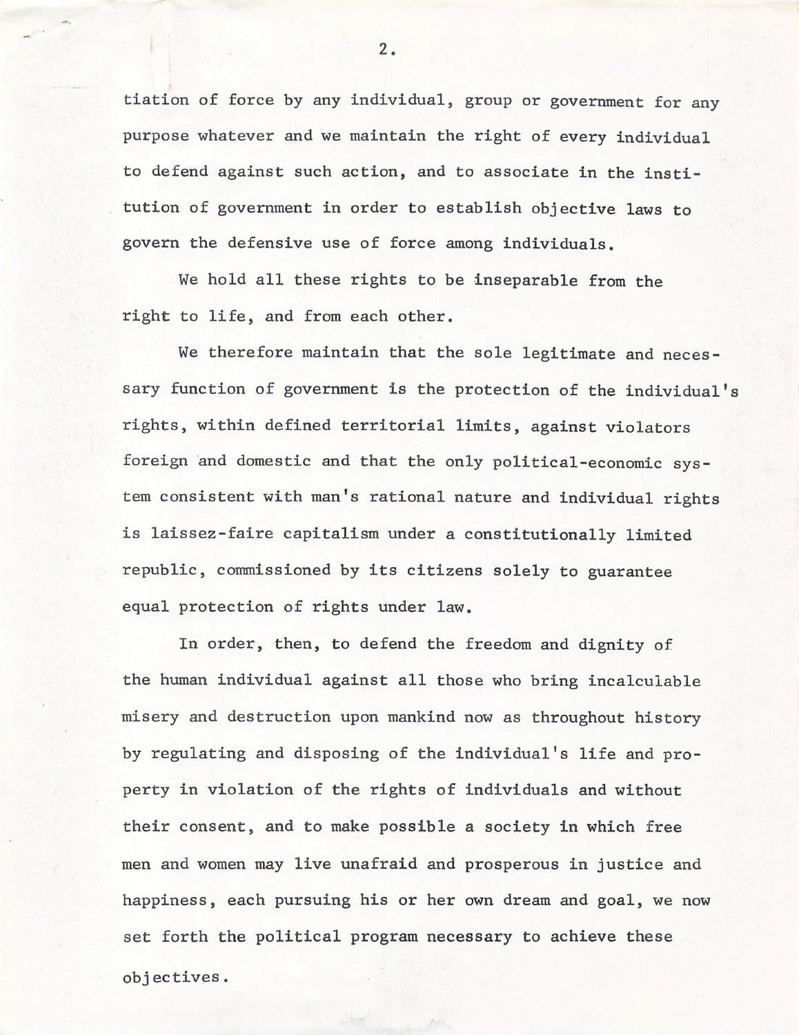tiation of force by any individual, group or government for any purpose whatever and we maintain the right of every individual to defend against such action, and to associate in the institution of government in order to establish objective laws to govern the defensive use of force among individuals.

We hold all these rights to be inseparable from the right to life, and from each other.

We therefore maintain that the sole legitimate and necessary function of government is the protection of the individual's rights, within defined territorial limits, against violators foreign and domestic and that the only political-economic system consistent with man's rational nature and individual rights is laissez-faire capitalism under a constitutionally limited republic, commissioned by its citizens solely to guarantee equal protection of rights under law.

In order, then, to defend the freedom and dignity of the human individual against all those who bring incalculable misery and destruction upon mankind now as throughout history by regulating and disposing of the individual's life and property in violation of the rights of individuals and without their consent, and to make possible a society in which free men and women may live unafraid and prosperous in justice and happiness, each pursuing his or her own dream and goal, we now set forth the political program necessary to achieve these objectives.